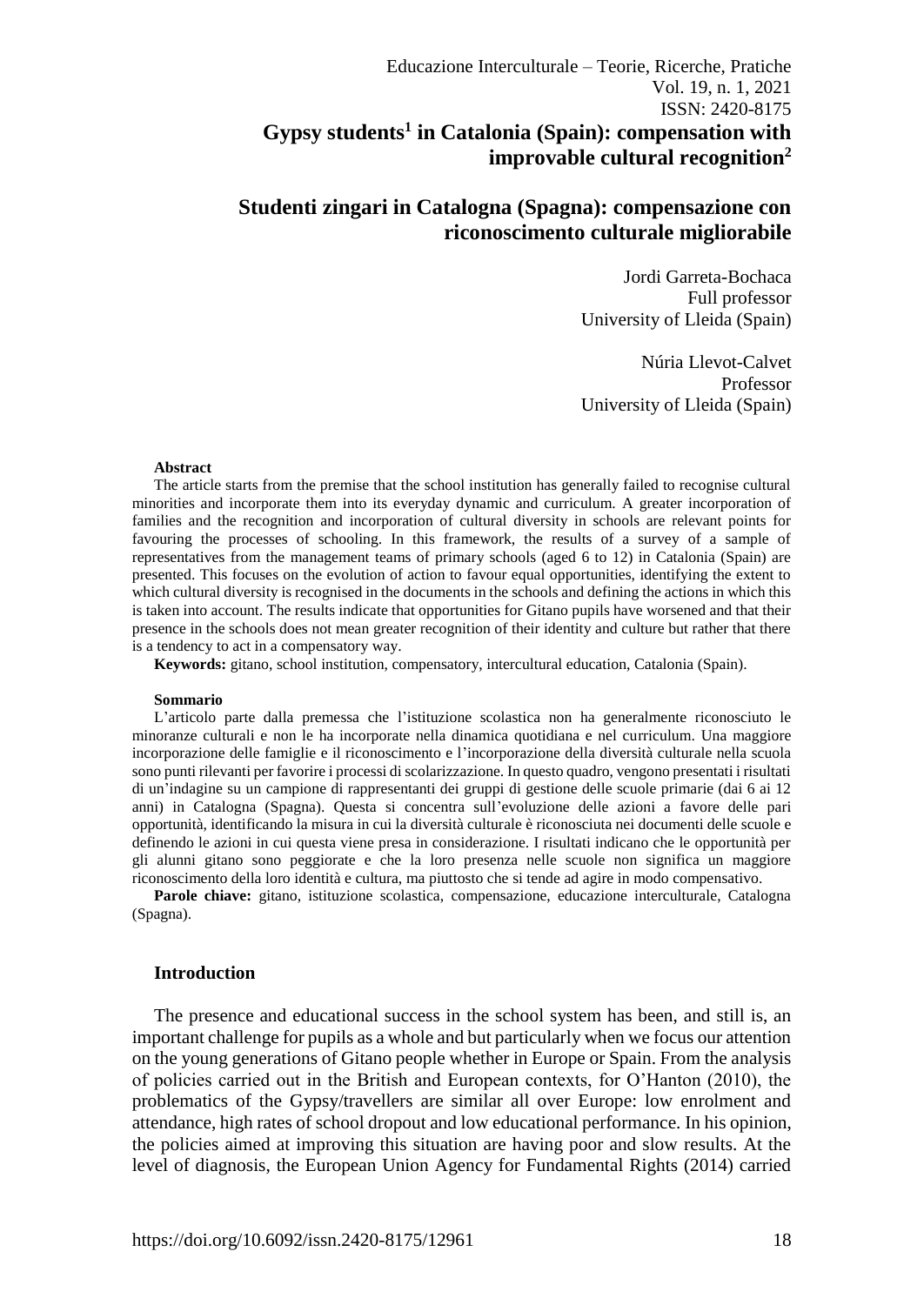# Gypsy students[1] in Catalonia (Spain): compensation with improvable cultural recognition[2]

# Studenti zingari in Catalogna (Spagna): compensazione con riconoscimento culturale migliorabile

Jordi Garreta-Bochaca
Full professor
University of Lleida (Spain)

Núria Llevot-Calvet
Professor
University of Lleida (Spain)

**Abstract**

The article starts from the premise that the school institution has generally failed to recognise cultural minorities and incorporate them into its everyday dynamic and curriculum. A greater incorporation of families and the recognition and incorporation of cultural diversity in schools are relevant points for favouring the processes of schooling. In this framework, the results of a survey of a sample of representatives from the management teams of primary schools (aged 6 to 12) in Catalonia (Spain) are presented. This focuses on the evolution of action to favour equal opportunities, identifying the extent to which cultural diversity is recognised in the documents in the schools and defining the actions in which this is taken into account. The results indicate that opportunities for Gitano pupils have worsened and that their presence in the schools does not mean greater recognition of their identity and culture but rather that there is a tendency to act in a compensatory way.

**Keywords:** gitano, school institution, compensatory, intercultural education, Catalonia (Spain).

**Sommario**

L'articolo parte dalla premessa che l'istituzione scolastica non ha generalmente riconosciuto le minoranze culturali e non le ha incorporate nella dinamica quotidiana e nel curriculum. Una maggiore incorporazione delle famiglie e il riconoscimento e l'incorporazione della diversità culturale nella scuola sono punti rilevanti per favorire i processi di scolarizzazione. In questo quadro, vengono presentati i risultati di un'indagine su un campione di rappresentanti dei gruppi di gestione delle scuole primarie (dai 6 ai 12 anni) in Catalogna (Spagna). Questa si concentra sull'evoluzione delle azioni a favore delle pari opportunità, identificando la misura in cui la diversità culturale è riconosciuta nei documenti delle scuole e definendo le azioni in cui questa viene presa in considerazione. I risultati indicano che le opportunità per gli alunni gitano sono peggiorate e che la loro presenza nelle scuole non significa un maggiore riconoscimento della loro identità e cultura, ma piuttosto che si tende ad agire in modo compensativo.

**Parole chiave:** gitano, istituzione scolastica, compensazione, educazione interculturale, Catalogna (Spagna).

## Introduction

The presence and educational success in the school system has been, and still is, an important challenge for pupils as a whole and but particularly when we focus our attention on the young generations of Gitano people whether in Europe or Spain. From the analysis of policies carried out in the British and European contexts, for O'Hanton (2010), the problematics of the Gypsy/travellers are similar all over Europe: low enrolment and attendance, high rates of school dropout and low educational performance. In his opinion, the policies aimed at improving this situation are having poor and slow results. At the level of diagnosis, the European Union Agency for Fundamental Rights (2014) carried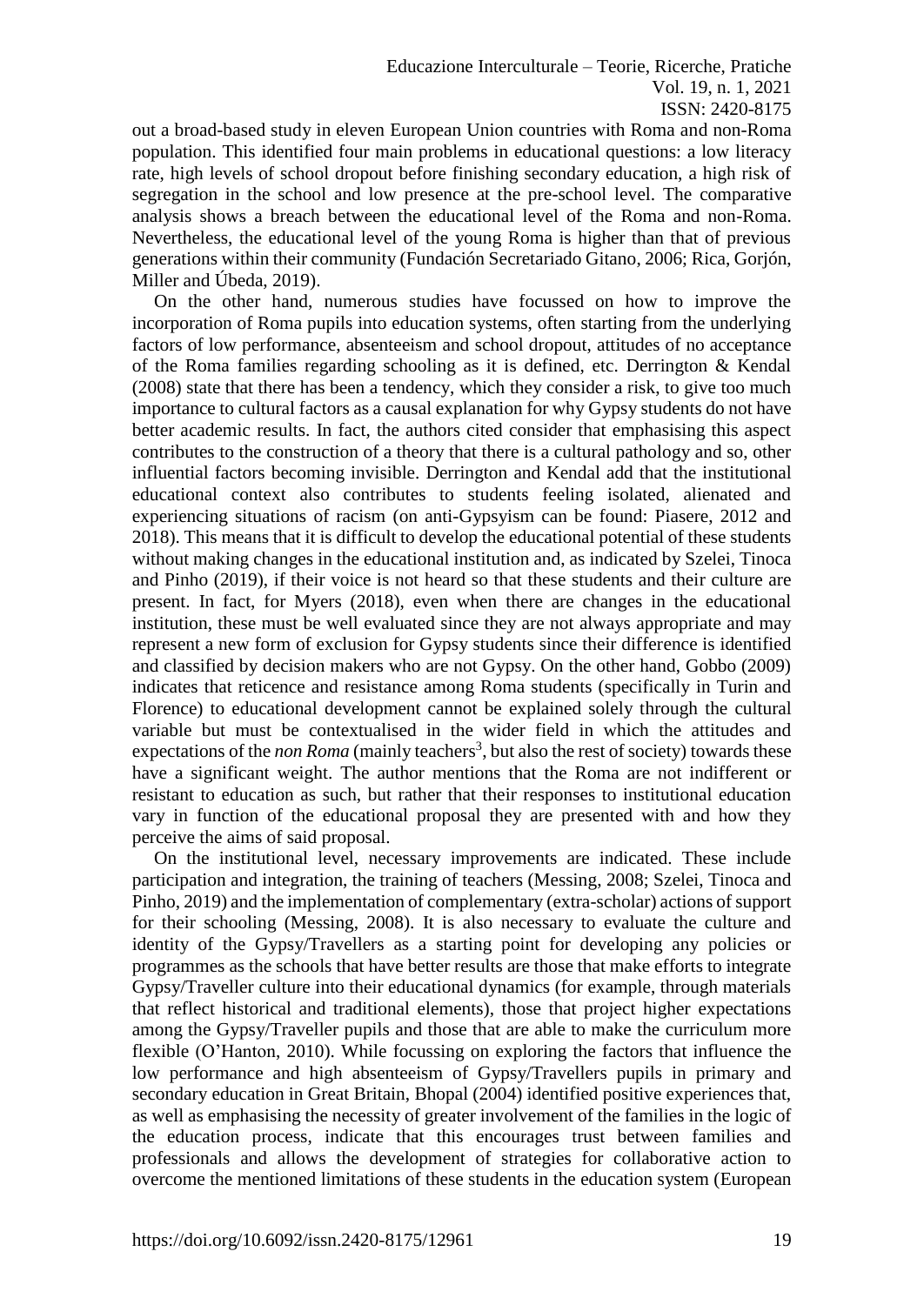out a broad-based study in eleven European Union countries with Roma and non-Roma population. This identified four main problems in educational questions: a low literacy rate, high levels of school dropout before finishing secondary education, a high risk of segregation in the school and low presence at the pre-school level. The comparative analysis shows a breach between the educational level of the Roma and non-Roma. Nevertheless, the educational level of the young Roma is higher than that of previous generations within their community (Fundación Secretariado Gitano, 2006; Rica, Gorjón, Miller and Úbeda, 2019).

On the other hand, numerous studies have focussed on how to improve the incorporation of Roma pupils into education systems, often starting from the underlying factors of low performance, absenteeism and school dropout, attitudes of no acceptance of the Roma families regarding schooling as it is defined, etc. Derrington & Kendal (2008) state that there has been a tendency, which they consider a risk, to give too much importance to cultural factors as a causal explanation for why Gypsy students do not have better academic results. In fact, the authors cited consider that emphasising this aspect contributes to the construction of a theory that there is a cultural pathology and so, other influential factors becoming invisible. Derrington and Kendal add that the institutional educational context also contributes to students feeling isolated, alienated and experiencing situations of racism (on anti-Gypsyism can be found: Piasere, 2012 and 2018). This means that it is difficult to develop the educational potential of these students without making changes in the educational institution and, as indicated by Szelei, Tinoca and Pinho (2019), if their voice is not heard so that these students and their culture are present. In fact, for Myers (2018), even when there are changes in the educational institution, these must be well evaluated since they are not always appropriate and may represent a new form of exclusion for Gypsy students since their difference is identified and classified by decision makers who are not Gypsy. On the other hand, Gobbo (2009) indicates that reticence and resistance among Roma students (specifically in Turin and Florence) to educational development cannot be explained solely through the cultural variable but must be contextualised in the wider field in which the attitudes and expectations of the *non Roma* (mainly teachers[3], but also the rest of society) towards these have a significant weight. The author mentions that the Roma are not indifferent or resistant to education as such, but rather that their responses to institutional education vary in function of the educational proposal they are presented with and how they perceive the aims of said proposal.

On the institutional level, necessary improvements are indicated. These include participation and integration, the training of teachers (Messing, 2008; Szelei, Tinoca and Pinho, 2019) and the implementation of complementary (extra-scholar) actions of support for their schooling (Messing, 2008). It is also necessary to evaluate the culture and identity of the Gypsy/Travellers as a starting point for developing any policies or programmes as the schools that have better results are those that make efforts to integrate Gypsy/Traveller culture into their educational dynamics (for example, through materials that reflect historical and traditional elements), those that project higher expectations among the Gypsy/Traveller pupils and those that are able to make the curriculum more flexible (O'Hanton, 2010). While focussing on exploring the factors that influence the low performance and high absenteeism of Gypsy/Travellers pupils in primary and secondary education in Great Britain, Bhopal (2004) identified positive experiences that, as well as emphasising the necessity of greater involvement of the families in the logic of the education process, indicate that this encourages trust between families and professionals and allows the development of strategies for collaborative action to overcome the mentioned limitations of these students in the education system (European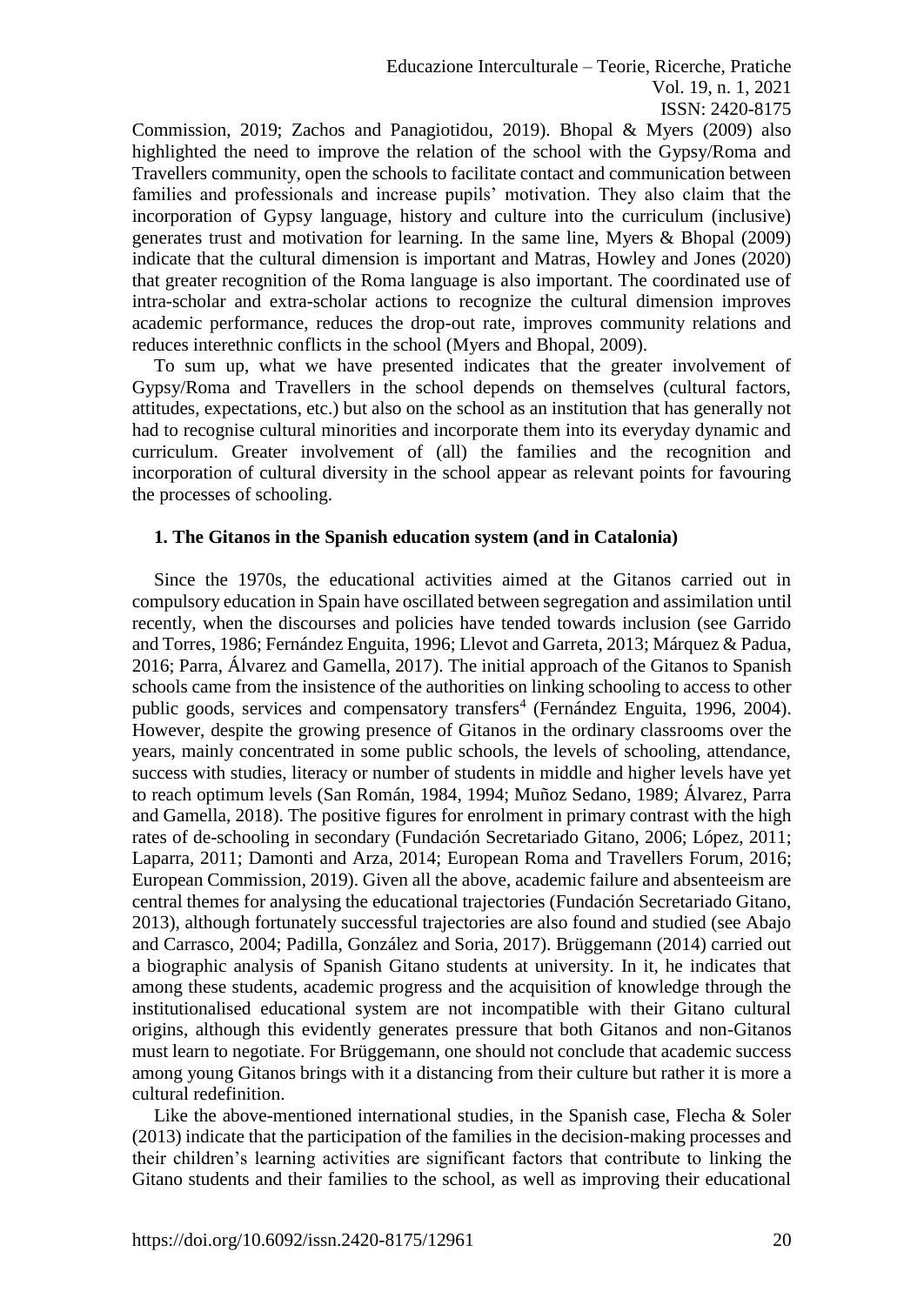Commission, 2019; Zachos and Panagiotidou, 2019). Bhopal & Myers (2009) also highlighted the need to improve the relation of the school with the Gypsy/Roma and Travellers community, open the schools to facilitate contact and communication between families and professionals and increase pupils' motivation. They also claim that the incorporation of Gypsy language, history and culture into the curriculum (inclusive) generates trust and motivation for learning. In the same line, Myers & Bhopal (2009) indicate that the cultural dimension is important and Matras, Howley and Jones (2020) that greater recognition of the Roma language is also important. The coordinated use of intra-scholar and extra-scholar actions to recognize the cultural dimension improves academic performance, reduces the drop-out rate, improves community relations and reduces interethnic conflicts in the school (Myers and Bhopal, 2009).

To sum up, what we have presented indicates that the greater involvement of Gypsy/Roma and Travellers in the school depends on themselves (cultural factors, attitudes, expectations, etc.) but also on the school as an institution that has generally not had to recognise cultural minorities and incorporate them into its everyday dynamic and curriculum. Greater involvement of (all) the families and the recognition and incorporation of cultural diversity in the school appear as relevant points for favouring the processes of schooling.

## 1. The Gitanos in the Spanish education system (and in Catalonia)

Since the 1970s, the educational activities aimed at the Gitanos carried out in compulsory education in Spain have oscillated between segregation and assimilation until recently, when the discourses and policies have tended towards inclusion (see Garrido and Torres, 1986; Fernández Enguita, 1996; Llevot and Garreta, 2013; Márquez & Padua, 2016; Parra, Álvarez and Gamella, 2017). The initial approach of the Gitanos to Spanish schools came from the insistence of the authorities on linking schooling to access to other public goods, services and compensatory transfers[4] (Fernández Enguita, 1996, 2004). However, despite the growing presence of Gitanos in the ordinary classrooms over the years, mainly concentrated in some public schools, the levels of schooling, attendance, success with studies, literacy or number of students in middle and higher levels have yet to reach optimum levels (San Román, 1984, 1994; Muñoz Sedano, 1989; Álvarez, Parra and Gamella, 2018). The positive figures for enrolment in primary contrast with the high rates of de-schooling in secondary (Fundación Secretariado Gitano, 2006; López, 2011; Laparra, 2011; Damonti and Arza, 2014; European Roma and Travellers Forum, 2016; European Commission, 2019). Given all the above, academic failure and absenteeism are central themes for analysing the educational trajectories (Fundación Secretariado Gitano, 2013), although fortunately successful trajectories are also found and studied (see Abajo and Carrasco, 2004; Padilla, González and Soria, 2017). Brüggemann (2014) carried out a biographic analysis of Spanish Gitano students at university. In it, he indicates that among these students, academic progress and the acquisition of knowledge through the institutionalised educational system are not incompatible with their Gitano cultural origins, although this evidently generates pressure that both Gitanos and non-Gitanos must learn to negotiate. For Brüggemann, one should not conclude that academic success among young Gitanos brings with it a distancing from their culture but rather it is more a cultural redefinition.

Like the above-mentioned international studies, in the Spanish case, Flecha & Soler (2013) indicate that the participation of the families in the decision-making processes and their children's learning activities are significant factors that contribute to linking the Gitano students and their families to the school, as well as improving their educational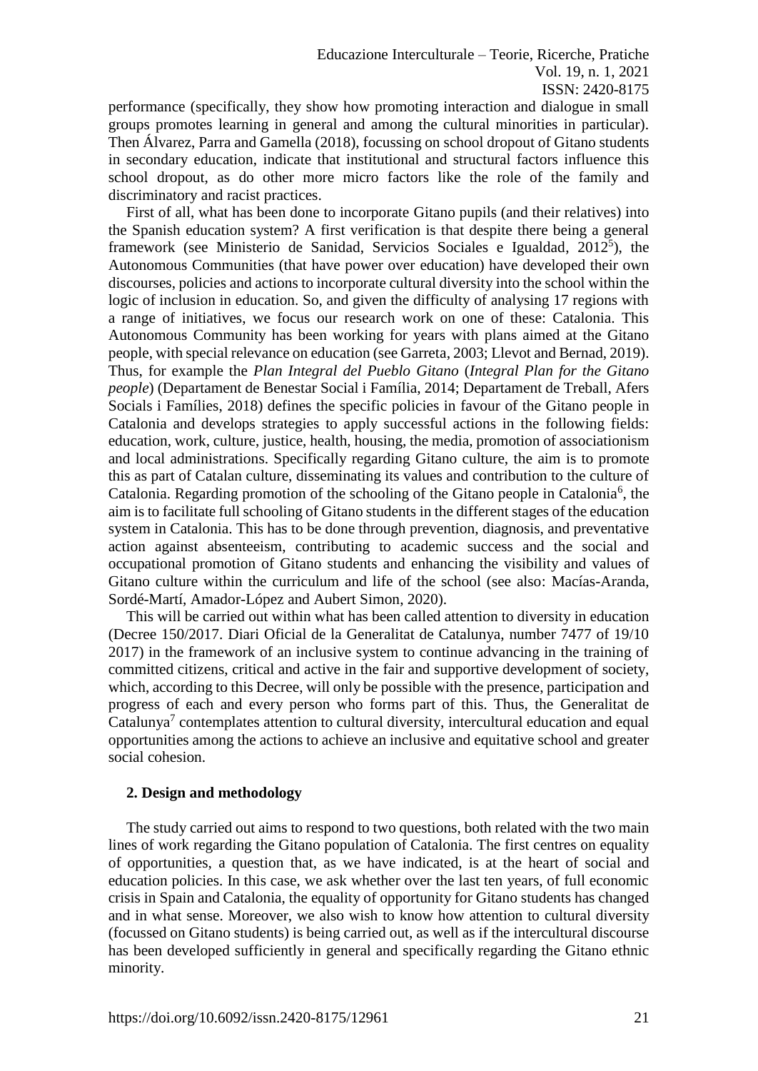performance (specifically, they show how promoting interaction and dialogue in small groups promotes learning in general and among the cultural minorities in particular). Then Álvarez, Parra and Gamella (2018), focussing on school dropout of Gitano students in secondary education, indicate that institutional and structural factors influence this school dropout, as do other more micro factors like the role of the family and discriminatory and racist practices.

First of all, what has been done to incorporate Gitano pupils (and their relatives) into the Spanish education system? A first verification is that despite there being a general framework (see Ministerio de Sanidad, Servicios Sociales e Igualdad, 2012[5]), the Autonomous Communities (that have power over education) have developed their own discourses, policies and actions to incorporate cultural diversity into the school within the logic of inclusion in education. So, and given the difficulty of analysing 17 regions with a range of initiatives, we focus our research work on one of these: Catalonia. This Autonomous Community has been working for years with plans aimed at the Gitano people, with special relevance on education (see Garreta, 2003; Llevot and Bernad, 2019). Thus, for example the *Plan Integral del Pueblo Gitano* (*Integral Plan for the Gitano people*) (Departament de Benestar Social i Família, 2014; Departament de Treball, Afers Socials i Famílies, 2018) defines the specific policies in favour of the Gitano people in Catalonia and develops strategies to apply successful actions in the following fields: education, work, culture, justice, health, housing, the media, promotion of associationism and local administrations. Specifically regarding Gitano culture, the aim is to promote this as part of Catalan culture, disseminating its values and contribution to the culture of Catalonia. Regarding promotion of the schooling of the Gitano people in Catalonia[6], the aim is to facilitate full schooling of Gitano students in the different stages of the education system in Catalonia. This has to be done through prevention, diagnosis, and preventative action against absenteeism, contributing to academic success and the social and occupational promotion of Gitano students and enhancing the visibility and values of Gitano culture within the curriculum and life of the school (see also: Macías-Aranda, Sordé-Martí, Amador-López and Aubert Simon, 2020).

This will be carried out within what has been called attention to diversity in education (Decree 150/2017. Diari Oficial de la Generalitat de Catalunya, number 7477 of 19/10 2017) in the framework of an inclusive system to continue advancing in the training of committed citizens, critical and active in the fair and supportive development of society, which, according to this Decree, will only be possible with the presence, participation and progress of each and every person who forms part of this. Thus, the Generalitat de Catalunya[7] contemplates attention to cultural diversity, intercultural education and equal opportunities among the actions to achieve an inclusive and equitative school and greater social cohesion.

## 2. Design and methodology

The study carried out aims to respond to two questions, both related with the two main lines of work regarding the Gitano population of Catalonia. The first centres on equality of opportunities, a question that, as we have indicated, is at the heart of social and education policies. In this case, we ask whether over the last ten years, of full economic crisis in Spain and Catalonia, the equality of opportunity for Gitano students has changed and in what sense. Moreover, we also wish to know how attention to cultural diversity (focussed on Gitano students) is being carried out, as well as if the intercultural discourse has been developed sufficiently in general and specifically regarding the Gitano ethnic minority.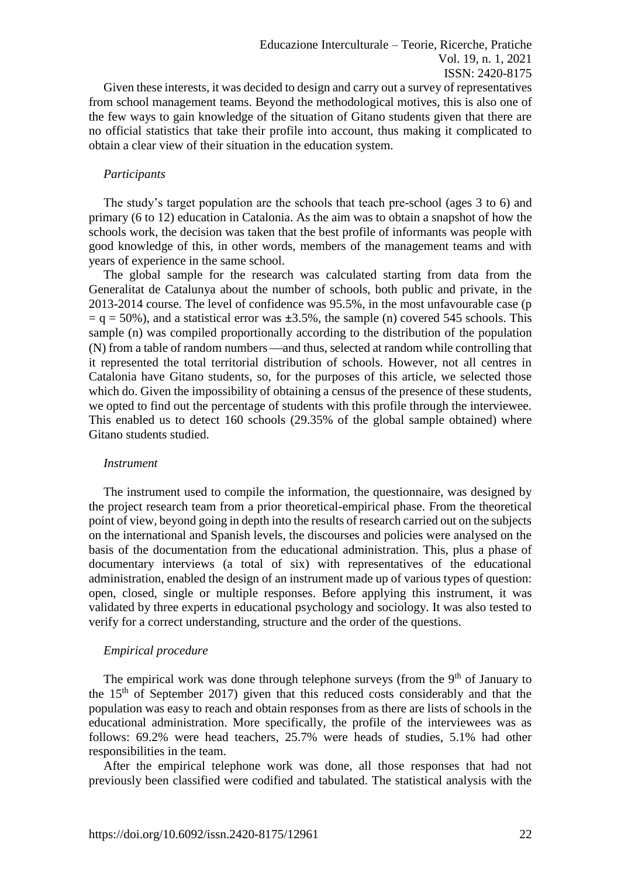Given these interests, it was decided to design and carry out a survey of representatives from school management teams. Beyond the methodological motives, this is also one of the few ways to gain knowledge of the situation of Gitano students given that there are no official statistics that take their profile into account, thus making it complicated to obtain a clear view of their situation in the education system.

*Participants*

The study's target population are the schools that teach pre-school (ages 3 to 6) and primary (6 to 12) education in Catalonia. As the aim was to obtain a snapshot of how the schools work, the decision was taken that the best profile of informants was people with good knowledge of this, in other words, members of the management teams and with years of experience in the same school.

The global sample for the research was calculated starting from data from the Generalitat de Catalunya about the number of schools, both public and private, in the 2013-2014 course. The level of confidence was 95.5%, in the most unfavourable case ($p = q = 50\%$), and a statistical error was ±3.5%, the sample (n) covered 545 schools. This sample (n) was compiled proportionally according to the distribution of the population (N) from a table of random numbers —and thus, selected at random while controlling that it represented the total territorial distribution of schools. However, not all centres in Catalonia have Gitano students, so, for the purposes of this article, we selected those which do. Given the impossibility of obtaining a census of the presence of these students, we opted to find out the percentage of students with this profile through the interviewee. This enabled us to detect 160 schools (29.35% of the global sample obtained) where Gitano students studied.

*Instrument*

The instrument used to compile the information, the questionnaire, was designed by the project research team from a prior theoretical-empirical phase. From the theoretical point of view, beyond going in depth into the results of research carried out on the subjects on the international and Spanish levels, the discourses and policies were analysed on the basis of the documentation from the educational administration. This, plus a phase of documentary interviews (a total of six) with representatives of the educational administration, enabled the design of an instrument made up of various types of question: open, closed, single or multiple responses. Before applying this instrument, it was validated by three experts in educational psychology and sociology. It was also tested to verify for a correct understanding, structure and the order of the questions.

*Empirical procedure*

The empirical work was done through telephone surveys (from the 9th of January to the 15th of September 2017) given that this reduced costs considerably and that the population was easy to reach and obtain responses from as there are lists of schools in the educational administration. More specifically, the profile of the interviewees was as follows: 69.2% were head teachers, 25.7% were heads of studies, 5.1% had other responsibilities in the team.

After the empirical telephone work was done, all those responses that had not previously been classified were codified and tabulated. The statistical analysis with the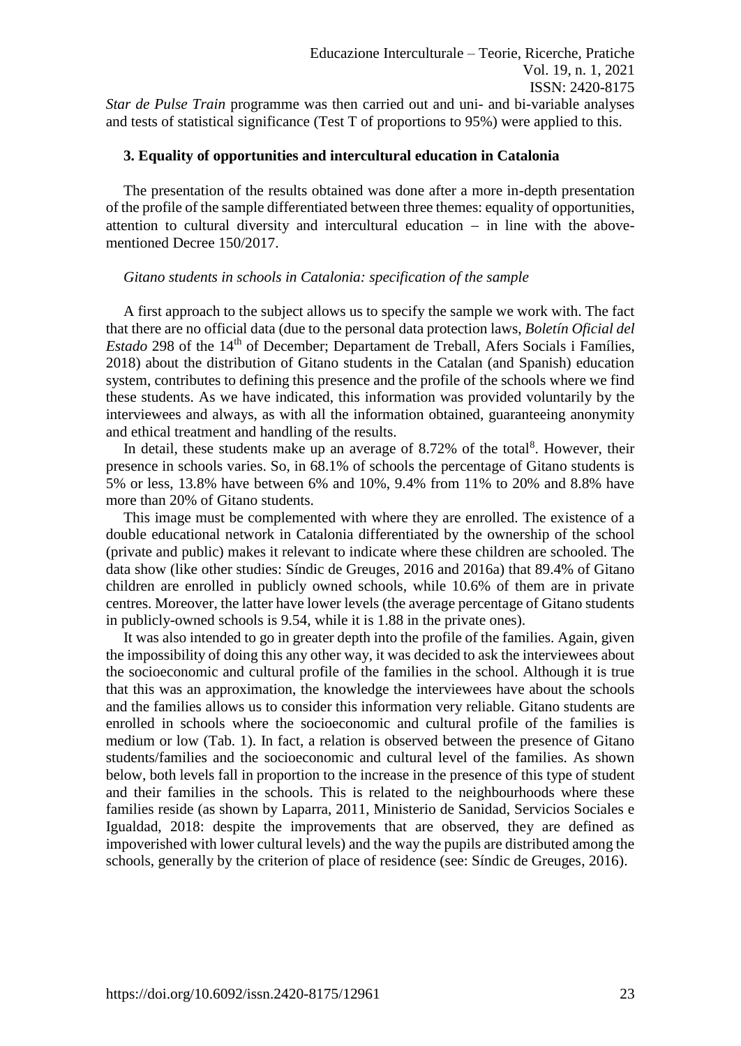*Star de Pulse Train* programme was then carried out and uni- and bi-variable analyses and tests of statistical significance (Test T of proportions to 95%) were applied to this.

## 3. Equality of opportunities and intercultural education in Catalonia

The presentation of the results obtained was done after a more in-depth presentation of the profile of the sample differentiated between three themes: equality of opportunities, attention to cultural diversity and intercultural education – in line with the above-mentioned Decree 150/2017.

### *Gitano students in schools in Catalonia: specification of the sample*

A first approach to the subject allows us to specify the sample we work with. The fact that there are no official data (due to the personal data protection laws, *Boletín Oficial del Estado* 298 of the 14th of December; Departament de Treball, Afers Socials i Famílies, 2018) about the distribution of Gitano students in the Catalan (and Spanish) education system, contributes to defining this presence and the profile of the schools where we find these students. As we have indicated, this information was provided voluntarily by the interviewees and always, as with all the information obtained, guaranteeing anonymity and ethical treatment and handling of the results.

In detail, these students make up an average of 8.72% of the total[8]. However, their presence in schools varies. So, in 68.1% of schools the percentage of Gitano students is 5% or less, 13.8% have between 6% and 10%, 9.4% from 11% to 20% and 8.8% have more than 20% of Gitano students.

This image must be complemented with where they are enrolled. The existence of a double educational network in Catalonia differentiated by the ownership of the school (private and public) makes it relevant to indicate where these children are schooled. The data show (like other studies: Síndic de Greuges, 2016 and 2016a) that 89.4% of Gitano children are enrolled in publicly owned schools, while 10.6% of them are in private centres. Moreover, the latter have lower levels (the average percentage of Gitano students in publicly-owned schools is 9.54, while it is 1.88 in the private ones).

It was also intended to go in greater depth into the profile of the families. Again, given the impossibility of doing this any other way, it was decided to ask the interviewees about the socioeconomic and cultural profile of the families in the school. Although it is true that this was an approximation, the knowledge the interviewees have about the schools and the families allows us to consider this information very reliable. Gitano students are enrolled in schools where the socioeconomic and cultural profile of the families is medium or low (Tab. 1). In fact, a relation is observed between the presence of Gitano students/families and the socioeconomic and cultural level of the families. As shown below, both levels fall in proportion to the increase in the presence of this type of student and their families in the schools. This is related to the neighbourhoods where these families reside (as shown by Laparra, 2011, Ministerio de Sanidad, Servicios Sociales e Igualdad, 2018: despite the improvements that are observed, they are defined as impoverished with lower cultural levels) and the way the pupils are distributed among the schools, generally by the criterion of place of residence (see: Síndic de Greuges, 2016).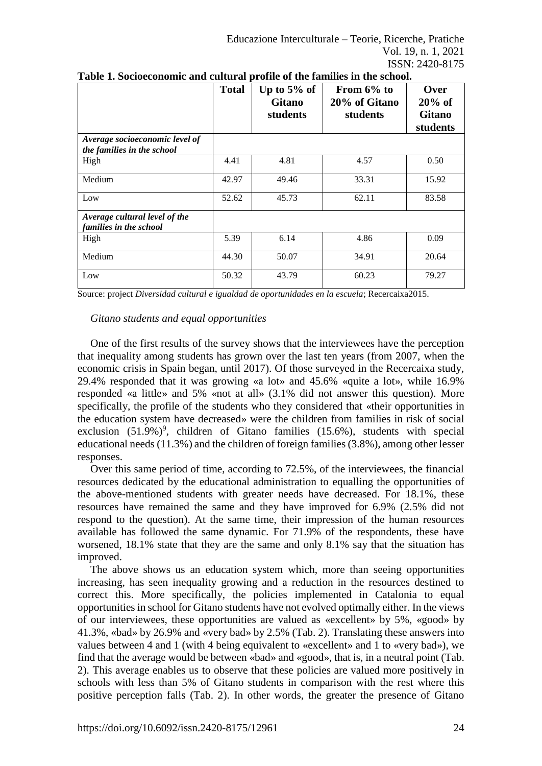**Table 1. Socioeconomic and cultural profile of the families in the school.**

| | Total | Up to 5% of Gitano students | From 6% to 20% of Gitano students | Over 20% of Gitano students |
|---|---|---|---|---|
| *Average socioeconomic level of the families in the school* | | | | |
| High | 4.41 | 4.81 | 4.57 | 0.50 |
| Medium | 42.97 | 49.46 | 33.31 | 15.92 |
| Low | 52.62 | 45.73 | 62.11 | 83.58 |
| *Average cultural level of the families in the school* | | | | |
| High | 5.39 | 6.14 | 4.86 | 0.09 |
| Medium | 44.30 | 50.07 | 34.91 | 20.64 |
| Low | 50.32 | 43.79 | 60.23 | 79.27 |

Source: project *Diversidad cultural e igualdad de oportunidades en la escuela*; Recercaixa2015.

*Gitano students and equal opportunities*

One of the first results of the survey shows that the interviewees have the perception that inequality among students has grown over the last ten years (from 2007, when the economic crisis in Spain began, until 2017). Of those surveyed in the Recercaixa study, 29.4% responded that it was growing «a lot» and 45.6% «quite a lot», while 16.9% responded «a little» and 5% «not at all» (3.1% did not answer this question). More specifically, the profile of the students who they considered that «their opportunities in the education system have decreased» were the children from families in risk of social exclusion (51.9%)[9], children of Gitano families (15.6%), students with special educational needs (11.3%) and the children of foreign families (3.8%), among other lesser responses.

Over this same period of time, according to 72.5%, of the interviewees, the financial resources dedicated by the educational administration to equalling the opportunities of the above-mentioned students with greater needs have decreased. For 18.1%, these resources have remained the same and they have improved for 6.9% (2.5% did not respond to the question). At the same time, their impression of the human resources available has followed the same dynamic. For 71.9% of the respondents, these have worsened, 18.1% state that they are the same and only 8.1% say that the situation has improved.

The above shows us an education system which, more than seeing opportunities increasing, has seen inequality growing and a reduction in the resources destined to correct this. More specifically, the policies implemented in Catalonia to equal opportunities in school for Gitano students have not evolved optimally either. In the views of our interviewees, these opportunities are valued as «excellent» by 5%, «good» by 41.3%, «bad» by 26.9% and «very bad» by 2.5% (Tab. 2). Translating these answers into values between 4 and 1 (with 4 being equivalent to «excellent» and 1 to «very bad»), we find that the average would be between «bad» and «good», that is, in a neutral point (Tab. 2). This average enables us to observe that these policies are valued more positively in schools with less than 5% of Gitano students in comparison with the rest where this positive perception falls (Tab. 2). In other words, the greater the presence of Gitano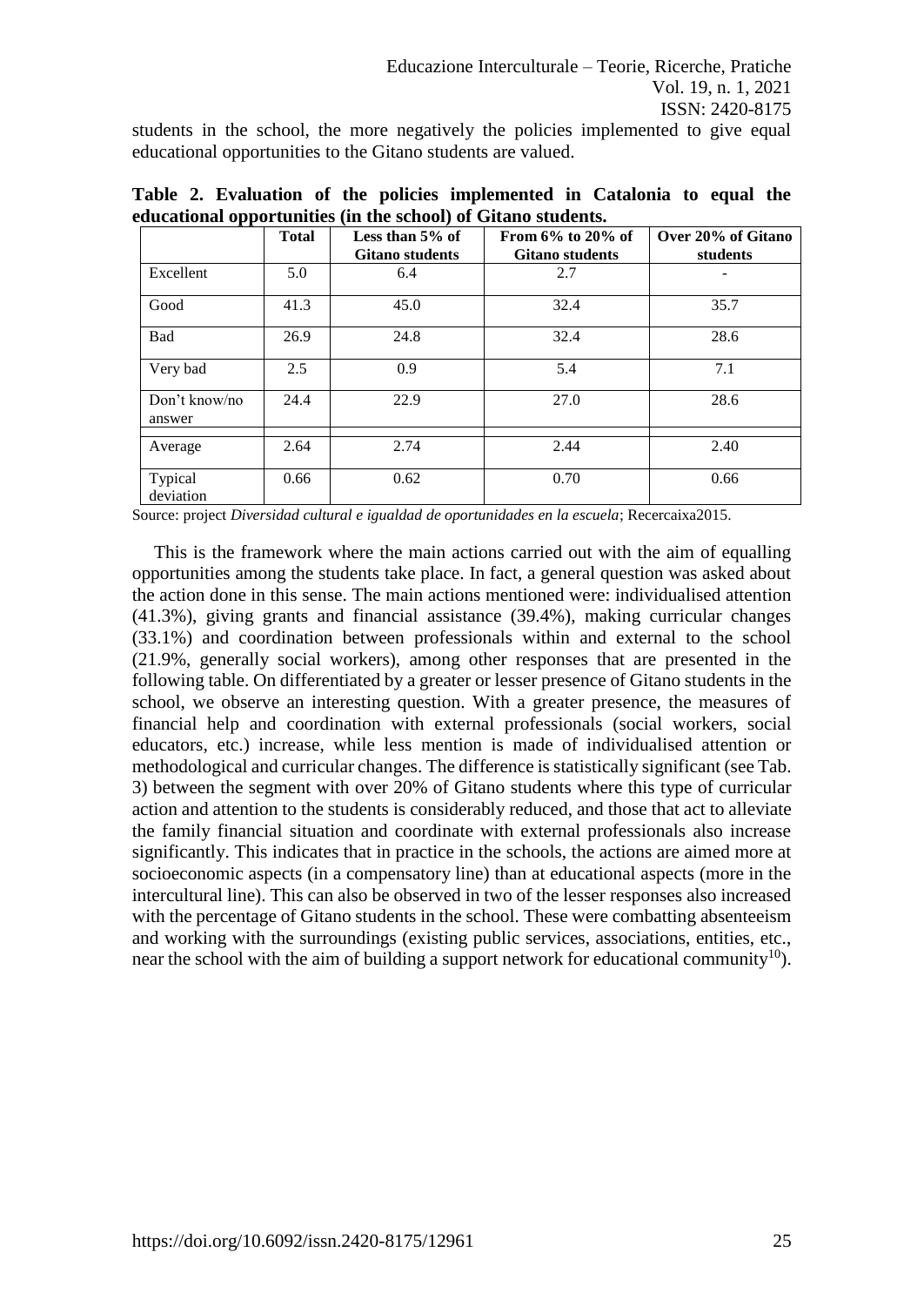students in the school, the more negatively the policies implemented to give equal educational opportunities to the Gitano students are valued.

**Table 2. Evaluation of the policies implemented in Catalonia to equal the educational opportunities (in the school) of Gitano students.**

| | Total | Less than 5% of Gitano students | From 6% to 20% of Gitano students | Over 20% of Gitano students |
|---|---|---|---|---|
| Excellent | 5.0 | 6.4 | 2.7 | - |
| Good | 41.3 | 45.0 | 32.4 | 35.7 |
| Bad | 26.9 | 24.8 | 32.4 | 28.6 |
| Very bad | 2.5 | 0.9 | 5.4 | 7.1 |
| Don't know/no answer | 24.4 | 22.9 | 27.0 | 28.6 |
| Average | 2.64 | 2.74 | 2.44 | 2.40 |
| Typical deviation | 0.66 | 0.62 | 0.70 | 0.66 |

Source: project *Diversidad cultural e igualdad de oportunidades en la escuela*; Recercaixa2015.

This is the framework where the main actions carried out with the aim of equalling opportunities among the students take place. In fact, a general question was asked about the action done in this sense. The main actions mentioned were: individualised attention (41.3%), giving grants and financial assistance (39.4%), making curricular changes (33.1%) and coordination between professionals within and external to the school (21.9%, generally social workers), among other responses that are presented in the following table. On differentiated by a greater or lesser presence of Gitano students in the school, we observe an interesting question. With a greater presence, the measures of financial help and coordination with external professionals (social workers, social educators, etc.) increase, while less mention is made of individualised attention or methodological and curricular changes. The difference is statistically significant (see Tab. 3) between the segment with over 20% of Gitano students where this type of curricular action and attention to the students is considerably reduced, and those that act to alleviate the family financial situation and coordinate with external professionals also increase significantly. This indicates that in practice in the schools, the actions are aimed more at socioeconomic aspects (in a compensatory line) than at educational aspects (more in the intercultural line). This can also be observed in two of the lesser responses also increased with the percentage of Gitano students in the school. These were combatting absenteeism and working with the surroundings (existing public services, associations, entities, etc., near the school with the aim of building a support network for educational community[10]).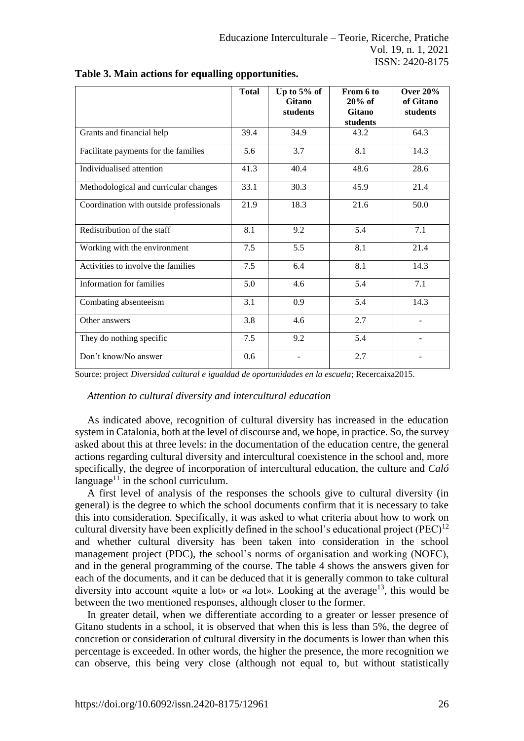**Table 3. Main actions for equalling opportunities.**

| | Total | Up to 5% of Gitano students | From 6 to 20% of Gitano students | Over 20% of Gitano students |
|---|---|---|---|---|
| Grants and financial help | 39.4 | 34.9 | 43.2 | 64.3 |
| Facilitate payments for the families | 5.6 | 3.7 | 8.1 | 14.3 |
| Individualised attention | 41.3 | 40.4 | 48.6 | 28.6 |
| Methodological and curricular changes | 33.1 | 30.3 | 45.9 | 21.4 |
| Coordination with outside professionals | 21.9 | 18.3 | 21.6 | 50.0 |
| Redistribution of the staff | 8.1 | 9.2 | 5.4 | 7.1 |
| Working with the environment | 7.5 | 5.5 | 8.1 | 21.4 |
| Activities to involve the families | 7.5 | 6.4 | 8.1 | 14.3 |
| Information for families | 5.0 | 4.6 | 5.4 | 7.1 |
| Combating absenteeism | 3.1 | 0.9 | 5.4 | 14.3 |
| Other answers | 3.8 | 4.6 | 2.7 | - |
| They do nothing specific | 7.5 | 9.2 | 5.4 | - |
| Don't know/No answer | 0.6 | - | 2.7 | - |

Source: project *Diversidad cultural e igualdad de oportunidades en la escuela*; Recercaixa2015.

*Attention to cultural diversity and intercultural education*

As indicated above, recognition of cultural diversity has increased in the education system in Catalonia, both at the level of discourse and, we hope, in practice. So, the survey asked about this at three levels: in the documentation of the education centre, the general actions regarding cultural diversity and intercultural coexistence in the school and, more specifically, the degree of incorporation of intercultural education, the culture and *Caló* language[11] in the school curriculum.

A first level of analysis of the responses the schools give to cultural diversity (in general) is the degree to which the school documents confirm that it is necessary to take this into consideration. Specifically, it was asked to what criteria about how to work on cultural diversity have been explicitly defined in the school's educational project (PEC)[12] and whether cultural diversity has been taken into consideration in the school management project (PDC), the school's norms of organisation and working (NOFC), and in the general programming of the course. The table 4 shows the answers given for each of the documents, and it can be deduced that it is generally common to take cultural diversity into account «quite a lot» or «a lot». Looking at the average[13], this would be between the two mentioned responses, although closer to the former.

In greater detail, when we differentiate according to a greater or lesser presence of Gitano students in a school, it is observed that when this is less than 5%, the degree of concretion or consideration of cultural diversity in the documents is lower than when this percentage is exceeded. In other words, the higher the presence, the more recognition we can observe, this being very close (although not equal to, but without statistically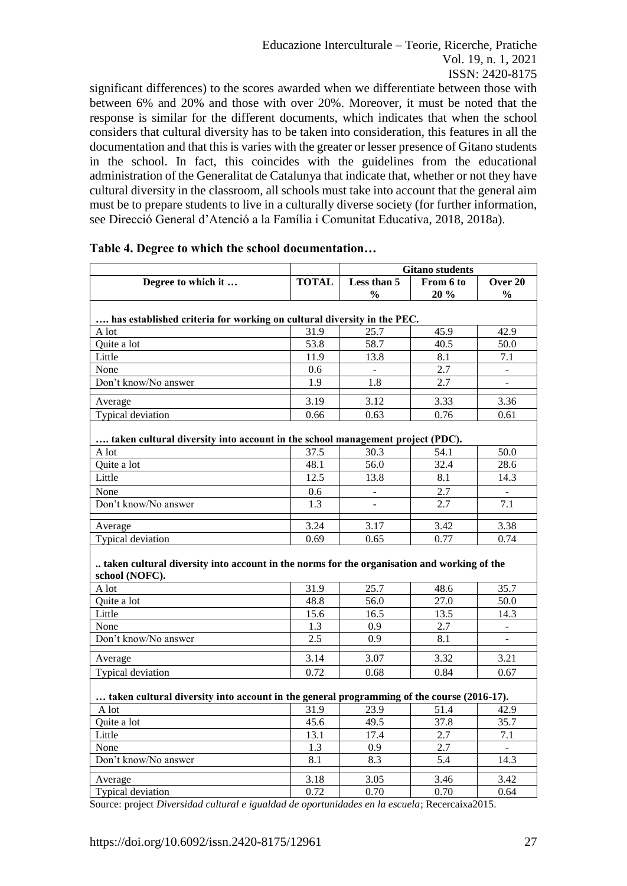significant differences) to the scores awarded when we differentiate between those with between 6% and 20% and those with over 20%. Moreover, it must be noted that the response is similar for the different documents, which indicates that when the school considers that cultural diversity has to be taken into consideration, this features in all the documentation and that this is varies with the greater or lesser presence of Gitano students in the school. In fact, this coincides with the guidelines from the educational administration of the Generalitat de Catalunya that indicate that, whether or not they have cultural diversity in the classroom, all schools must take into account that the general aim must be to prepare students to live in a culturally diverse society (for further information, see Direcció General d'Atenció a la Família i Comunitat Educativa, 2018, 2018a).

**Table 4. Degree to which the school documentation…**

| | | Gitano students | | |
|---|---|---|---|---|
| **Degree to which it …** | **TOTAL** | **Less than 5 %** | **From 6 to 20 %** | **Over 20 %** |
| **…. has established criteria for working on cultural diversity in the PEC.** | | | | |
| A lot | 31.9 | 25.7 | 45.9 | 42.9 |
| Quite a lot | 53.8 | 58.7 | 40.5 | 50.0 |
| Little | 11.9 | 13.8 | 8.1 | 7.1 |
| None | 0.6 | - | 2.7 | - |
| Don't know/No answer | 1.9 | 1.8 | 2.7 | - |
| Average | 3.19 | 3.12 | 3.33 | 3.36 |
| Typical deviation | 0.66 | 0.63 | 0.76 | 0.61 |
| **…. taken cultural diversity into account in the school management project (PDC).** | | | | |
| A lot | 37.5 | 30.3 | 54.1 | 50.0 |
| Quite a lot | 48.1 | 56.0 | 32.4 | 28.6 |
| Little | 12.5 | 13.8 | 8.1 | 14.3 |
| None | 0.6 | - | 2.7 | - |
| Don't know/No answer | 1.3 | - | 2.7 | 7.1 |
| Average | 3.24 | 3.17 | 3.42 | 3.38 |
| Typical deviation | 0.69 | 0.65 | 0.77 | 0.74 |
| **.. taken cultural diversity into account in the norms for the organisation and working of the school (NOFC).** | | | | |
| A lot | 31.9 | 25.7 | 48.6 | 35.7 |
| Quite a lot | 48.8 | 56.0 | 27.0 | 50.0 |
| Little | 15.6 | 16.5 | 13.5 | 14.3 |
| None | 1.3 | 0.9 | 2.7 | - |
| Don't know/No answer | 2.5 | 0.9 | 8.1 | - |
| Average | 3.14 | 3.07 | 3.32 | 3.21 |
| Typical deviation | 0.72 | 0.68 | 0.84 | 0.67 |
| **… taken cultural diversity into account in the general programming of the course (2016-17).** | | | | |
| A lot | 31.9 | 23.9 | 51.4 | 42.9 |
| Quite a lot | 45.6 | 49.5 | 37.8 | 35.7 |
| Little | 13.1 | 17.4 | 2.7 | 7.1 |
| None | 1.3 | 0.9 | 2.7 | - |
| Don't know/No answer | 8.1 | 8.3 | 5.4 | 14.3 |
| Average | 3.18 | 3.05 | 3.46 | 3.42 |
| Typical deviation | 0.72 | 0.70 | 0.70 | 0.64 |

Source: project *Diversidad cultural e igualdad de oportunidades en la escuela*; Recercaixa2015.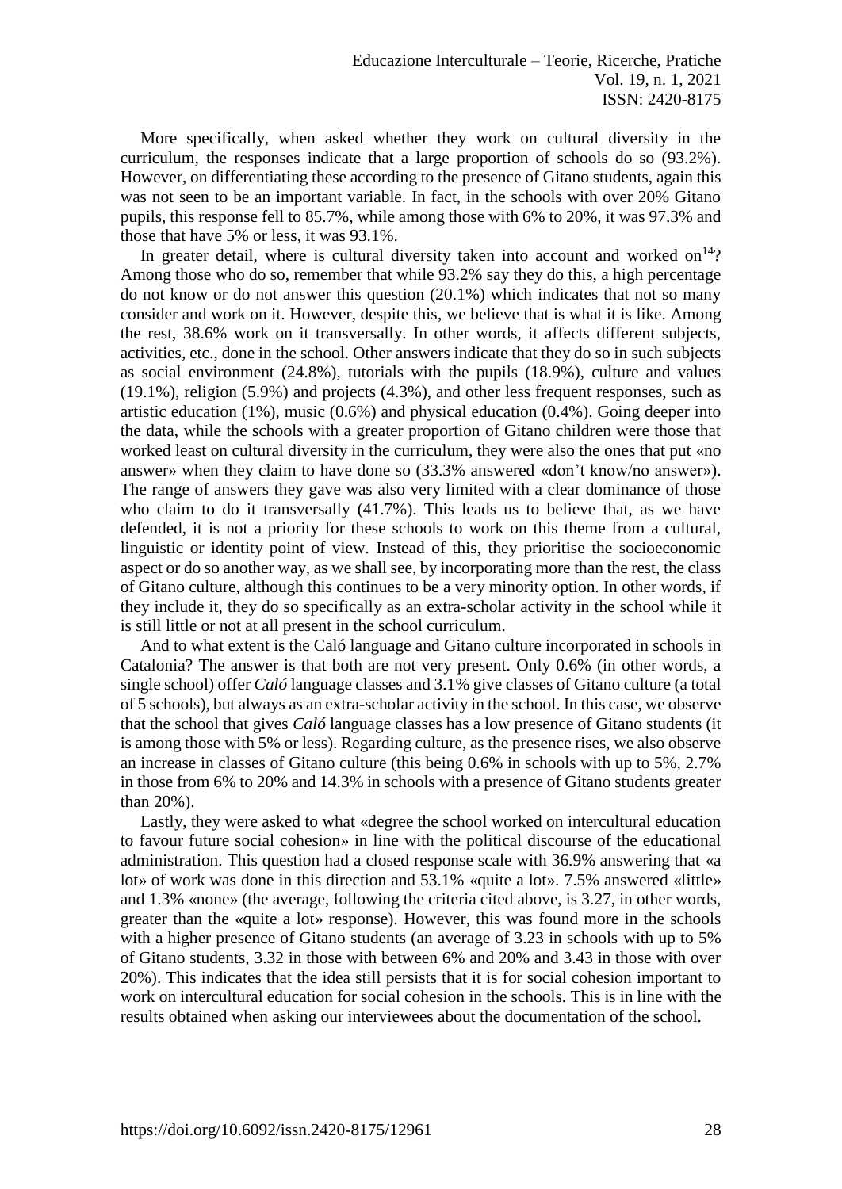More specifically, when asked whether they work on cultural diversity in the curriculum, the responses indicate that a large proportion of schools do so (93.2%). However, on differentiating these according to the presence of Gitano students, again this was not seen to be an important variable. In fact, in the schools with over 20% Gitano pupils, this response fell to 85.7%, while among those with 6% to 20%, it was 97.3% and those that have 5% or less, it was 93.1%.

In greater detail, where is cultural diversity taken into account and worked on[14]? Among those who do so, remember that while 93.2% say they do this, a high percentage do not know or do not answer this question (20.1%) which indicates that not so many consider and work on it. However, despite this, we believe that is what it is like. Among the rest, 38.6% work on it transversally. In other words, it affects different subjects, activities, etc., done in the school. Other answers indicate that they do so in such subjects as social environment (24.8%), tutorials with the pupils (18.9%), culture and values (19.1%), religion (5.9%) and projects (4.3%), and other less frequent responses, such as artistic education (1%), music (0.6%) and physical education (0.4%). Going deeper into the data, while the schools with a greater proportion of Gitano children were those that worked least on cultural diversity in the curriculum, they were also the ones that put «no answer» when they claim to have done so (33.3% answered «don't know/no answer»). The range of answers they gave was also very limited with a clear dominance of those who claim to do it transversally (41.7%). This leads us to believe that, as we have defended, it is not a priority for these schools to work on this theme from a cultural, linguistic or identity point of view. Instead of this, they prioritise the socioeconomic aspect or do so another way, as we shall see, by incorporating more than the rest, the class of Gitano culture, although this continues to be a very minority option. In other words, if they include it, they do so specifically as an extra-scholar activity in the school while it is still little or not at all present in the school curriculum.

And to what extent is the Caló language and Gitano culture incorporated in schools in Catalonia? The answer is that both are not very present. Only 0.6% (in other words, a single school) offer *Caló* language classes and 3.1% give classes of Gitano culture (a total of 5 schools), but always as an extra-scholar activity in the school. In this case, we observe that the school that gives *Caló* language classes has a low presence of Gitano students (it is among those with 5% or less). Regarding culture, as the presence rises, we also observe an increase in classes of Gitano culture (this being 0.6% in schools with up to 5%, 2.7% in those from 6% to 20% and 14.3% in schools with a presence of Gitano students greater than 20%).

Lastly, they were asked to what «degree the school worked on intercultural education to favour future social cohesion» in line with the political discourse of the educational administration. This question had a closed response scale with 36.9% answering that «a lot» of work was done in this direction and 53.1% «quite a lot». 7.5% answered «little» and 1.3% «none» (the average, following the criteria cited above, is 3.27, in other words, greater than the «quite a lot» response). However, this was found more in the schools with a higher presence of Gitano students (an average of 3.23 in schools with up to 5% of Gitano students, 3.32 in those with between 6% and 20% and 3.43 in those with over 20%). This indicates that the idea still persists that it is for social cohesion important to work on intercultural education for social cohesion in the schools. This is in line with the results obtained when asking our interviewees about the documentation of the school.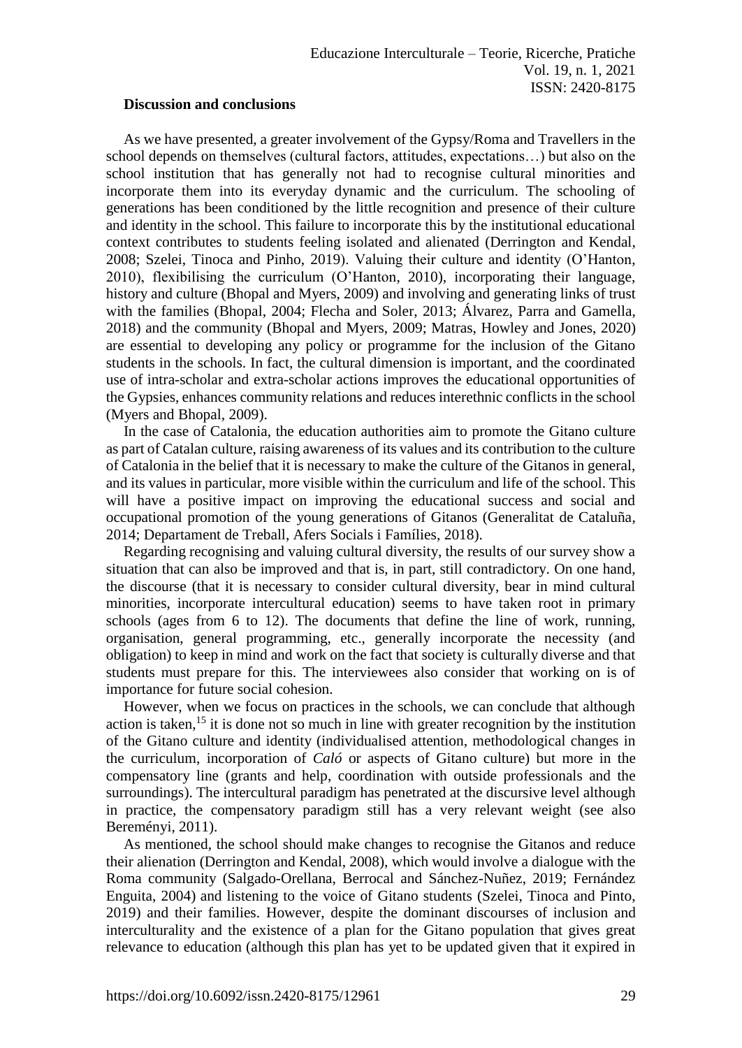## Discussion and conclusions

As we have presented, a greater involvement of the Gypsy/Roma and Travellers in the school depends on themselves (cultural factors, attitudes, expectations…) but also on the school institution that has generally not had to recognise cultural minorities and incorporate them into its everyday dynamic and the curriculum. The schooling of generations has been conditioned by the little recognition and presence of their culture and identity in the school. This failure to incorporate this by the institutional educational context contributes to students feeling isolated and alienated (Derrington and Kendal, 2008; Szelei, Tinoca and Pinho, 2019). Valuing their culture and identity (O'Hanton, 2010), flexibilising the curriculum (O'Hanton, 2010), incorporating their language, history and culture (Bhopal and Myers, 2009) and involving and generating links of trust with the families (Bhopal, 2004; Flecha and Soler, 2013; Álvarez, Parra and Gamella, 2018) and the community (Bhopal and Myers, 2009; Matras, Howley and Jones, 2020) are essential to developing any policy or programme for the inclusion of the Gitano students in the schools. In fact, the cultural dimension is important, and the coordinated use of intra-scholar and extra-scholar actions improves the educational opportunities of the Gypsies, enhances community relations and reduces interethnic conflicts in the school (Myers and Bhopal, 2009).

In the case of Catalonia, the education authorities aim to promote the Gitano culture as part of Catalan culture, raising awareness of its values and its contribution to the culture of Catalonia in the belief that it is necessary to make the culture of the Gitanos in general, and its values in particular, more visible within the curriculum and life of the school. This will have a positive impact on improving the educational success and social and occupational promotion of the young generations of Gitanos (Generalitat de Cataluña, 2014; Departament de Treball, Afers Socials i Famílies, 2018).

Regarding recognising and valuing cultural diversity, the results of our survey show a situation that can also be improved and that is, in part, still contradictory. On one hand, the discourse (that it is necessary to consider cultural diversity, bear in mind cultural minorities, incorporate intercultural education) seems to have taken root in primary schools (ages from 6 to 12). The documents that define the line of work, running, organisation, general programming, etc., generally incorporate the necessity (and obligation) to keep in mind and work on the fact that society is culturally diverse and that students must prepare for this. The interviewees also consider that working on is of importance for future social cohesion.

However, when we focus on practices in the schools, we can conclude that although action is taken,[15] it is done not so much in line with greater recognition by the institution of the Gitano culture and identity (individualised attention, methodological changes in the curriculum, incorporation of *Caló* or aspects of Gitano culture) but more in the compensatory line (grants and help, coordination with outside professionals and the surroundings). The intercultural paradigm has penetrated at the discursive level although in practice, the compensatory paradigm still has a very relevant weight (see also Bereményi, 2011).

As mentioned, the school should make changes to recognise the Gitanos and reduce their alienation (Derrington and Kendal, 2008), which would involve a dialogue with the Roma community (Salgado-Orellana, Berrocal and Sánchez-Nuñez, 2019; Fernández Enguita, 2004) and listening to the voice of Gitano students (Szelei, Tinoca and Pinto, 2019) and their families. However, despite the dominant discourses of inclusion and interculturality and the existence of a plan for the Gitano population that gives great relevance to education (although this plan has yet to be updated given that it expired in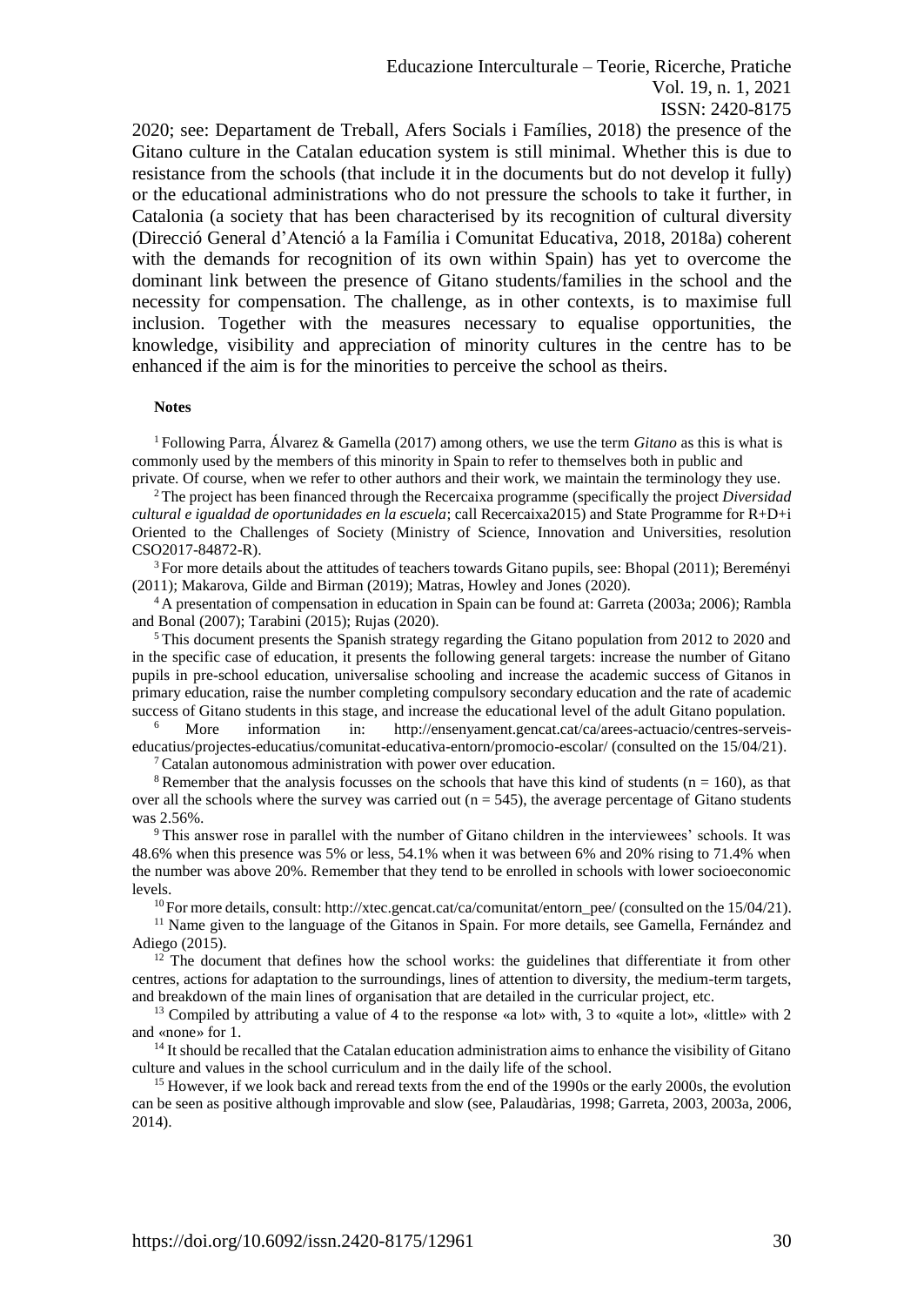2020; see: Departament de Treball, Afers Socials i Famílies, 2018) the presence of the Gitano culture in the Catalan education system is still minimal. Whether this is due to resistance from the schools (that include it in the documents but do not develop it fully) or the educational administrations who do not pressure the schools to take it further, in Catalonia (a society that has been characterised by its recognition of cultural diversity (Direcció General d'Atenció a la Família i Comunitat Educativa, 2018, 2018a) coherent with the demands for recognition of its own within Spain) has yet to overcome the dominant link between the presence of Gitano students/families in the school and the necessity for compensation. The challenge, as in other contexts, is to maximise full inclusion. Together with the measures necessary to equalise opportunities, the knowledge, visibility and appreciation of minority cultures in the centre has to be enhanced if the aim is for the minorities to perceive the school as theirs.

**Notes**

[1] Following Parra, Álvarez & Gamella (2017) among others, we use the term *Gitano* as this is what is commonly used by the members of this minority in Spain to refer to themselves both in public and private. Of course, when we refer to other authors and their work, we maintain the terminology they use.

[2] The project has been financed through the Recercaixa programme (specifically the project *Diversidad cultural e igualdad de oportunidades en la escuela*; call Recercaixa2015) and State Programme for R+D+i Oriented to the Challenges of Society (Ministry of Science, Innovation and Universities, resolution CSO2017-84872-R).

[3] For more details about the attitudes of teachers towards Gitano pupils, see: Bhopal (2011); Bereményi (2011); Makarova, Gilde and Birman (2019); Matras, Howley and Jones (2020).

[4] A presentation of compensation in education in Spain can be found at: Garreta (2003a; 2006); Rambla and Bonal (2007); Tarabini (2015); Rujas (2020).

[5] This document presents the Spanish strategy regarding the Gitano population from 2012 to 2020 and in the specific case of education, it presents the following general targets: increase the number of Gitano pupils in pre-school education, universalise schooling and increase the academic success of Gitanos in primary education, raise the number completing compulsory secondary education and the rate of academic success of Gitano students in this stage, and increase the educational level of the adult Gitano population.

[6] More information in: http://ensenyament.gencat.cat/ca/arees-actuacio/centres-serveis-educatius/projectes-educatius/comunitat-educativa-entorn/promocio-escolar/ (consulted on the 15/04/21).

[7] Catalan autonomous administration with power over education.

[8] Remember that the analysis focusses on the schools that have this kind of students (n = 160), as that over all the schools where the survey was carried out (n = 545), the average percentage of Gitano students was 2.56%.

[9] This answer rose in parallel with the number of Gitano children in the interviewees' schools. It was 48.6% when this presence was 5% or less, 54.1% when it was between 6% and 20% rising to 71.4% when the number was above 20%. Remember that they tend to be enrolled in schools with lower socioeconomic levels.

[10] For more details, consult: http://xtec.gencat.cat/ca/comunitat/entorn_pee/ (consulted on the 15/04/21).

[11] Name given to the language of the Gitanos in Spain. For more details, see Gamella, Fernández and Adiego (2015).

[12] The document that defines how the school works: the guidelines that differentiate it from other centres, actions for adaptation to the surroundings, lines of attention to diversity, the medium-term targets, and breakdown of the main lines of organisation that are detailed in the curricular project, etc.

[13] Compiled by attributing a value of 4 to the response «a lot» with, 3 to «quite a lot», «little» with 2 and «none» for 1.

[14] It should be recalled that the Catalan education administration aims to enhance the visibility of Gitano culture and values in the school curriculum and in the daily life of the school.

[15] However, if we look back and reread texts from the end of the 1990s or the early 2000s, the evolution can be seen as positive although improvable and slow (see, Palaudàrias, 1998; Garreta, 2003, 2003a, 2006, 2014).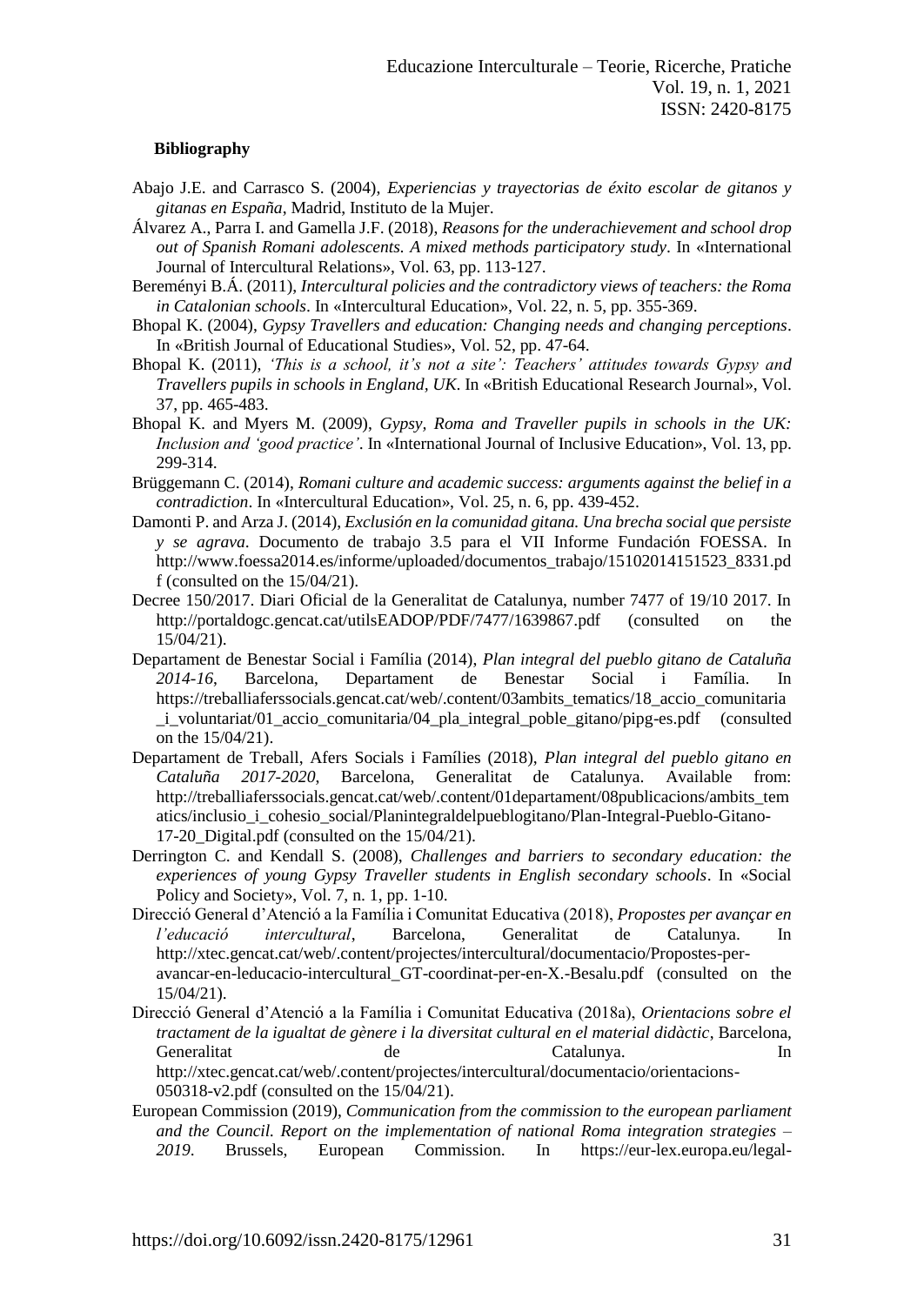**Bibliography**

Abajo J.E. and Carrasco S. (2004), *Experiencias y trayectorias de éxito escolar de gitanos y gitanas en España*, Madrid, Instituto de la Mujer.

Álvarez A., Parra I. and Gamella J.F. (2018), *Reasons for the underachievement and school drop out of Spanish Romani adolescents. A mixed methods participatory study*. In «International Journal of Intercultural Relations», Vol. 63, pp. 113-127.

Bereményi B.Á. (2011), *Intercultural policies and the contradictory views of teachers: the Roma in Catalonian schools*. In «Intercultural Education», Vol. 22, n. 5, pp. 355-369.

Bhopal K. (2004), *Gypsy Travellers and education: Changing needs and changing perceptions*. In «British Journal of Educational Studies», Vol. 52, pp. 47-64.

Bhopal K. (2011), *'This is a school, it's not a site': Teachers' attitudes towards Gypsy and Travellers pupils in schools in England, UK*. In «British Educational Research Journal», Vol. 37, pp. 465-483.

Bhopal K. and Myers M. (2009), *Gypsy, Roma and Traveller pupils in schools in the UK: Inclusion and 'good practice'*. In «International Journal of Inclusive Education», Vol. 13, pp. 299-314.

Brüggemann C. (2014), *Romani culture and academic success: arguments against the belief in a contradiction*. In «Intercultural Education», Vol. 25, n. 6, pp. 439-452.

Damonti P. and Arza J. (2014), *Exclusión en la comunidad gitana. Una brecha social que persiste y se agrava*. Documento de trabajo 3.5 para el VII Informe Fundación FOESSA. In http://www.foessa2014.es/informe/uploaded/documentos_trabajo/15102014151523_8331.pdf (consulted on the 15/04/21).

Decree 150/2017. Diari Oficial de la Generalitat de Catalunya, number 7477 of 19/10 2017. In http://portaldogc.gencat.cat/utilsEADOP/PDF/7477/1639867.pdf (consulted on the 15/04/21).

Departament de Benestar Social i Família (2014), *Plan integral del pueblo gitano de Cataluña 2014-16*, Barcelona, Departament de Benestar Social i Família. In https://treballiaferssocials.gencat.cat/web/.content/03ambits_tematics/18_accio_comunitaria_i_voluntariat/01_accio_comunitaria/04_pla_integral_poble_gitano/pipg-es.pdf (consulted on the 15/04/21).

Departament de Treball, Afers Socials i Famílies (2018), *Plan integral del pueblo gitano en Cataluña 2017-2020*, Barcelona, Generalitat de Catalunya. Available from: http://treballiaferssocials.gencat.cat/web/.content/01departament/08publicacions/ambits_tematics/inclusio_i_cohesio_social/Planintegraldelpueblogitano/Plan-Integral-Pueblo-Gitano-17-20_Digital.pdf (consulted on the 15/04/21).

Derrington C. and Kendall S. (2008), *Challenges and barriers to secondary education: the experiences of young Gypsy Traveller students in English secondary schools*. In «Social Policy and Society», Vol. 7, n. 1, pp. 1-10.

Direcció General d'Atenció a la Família i Comunitat Educativa (2018), *Propostes per avançar en l'educació intercultural*, Barcelona, Generalitat de Catalunya. In http://xtec.gencat.cat/web/.content/projectes/intercultural/documentacio/Propostes-per-avancar-en-leducacio-intercultural_GT-coordinat-per-en-X.-Besalu.pdf (consulted on the 15/04/21).

Direcció General d'Atenció a la Família i Comunitat Educativa (2018a), *Orientacions sobre el tractament de la igualtat de gènere i la diversitat cultural en el material didàctic*, Barcelona, Generalitat de Catalunya. In http://xtec.gencat.cat/web/.content/projectes/intercultural/documentacio/orientacions-050318-v2.pdf (consulted on the 15/04/21).

European Commission (2019), *Communication from the commission to the european parliament and the Council. Report on the implementation of national Roma integration strategies – 2019*. Brussels, European Commission. In https://eur-lex.europa.eu/legal-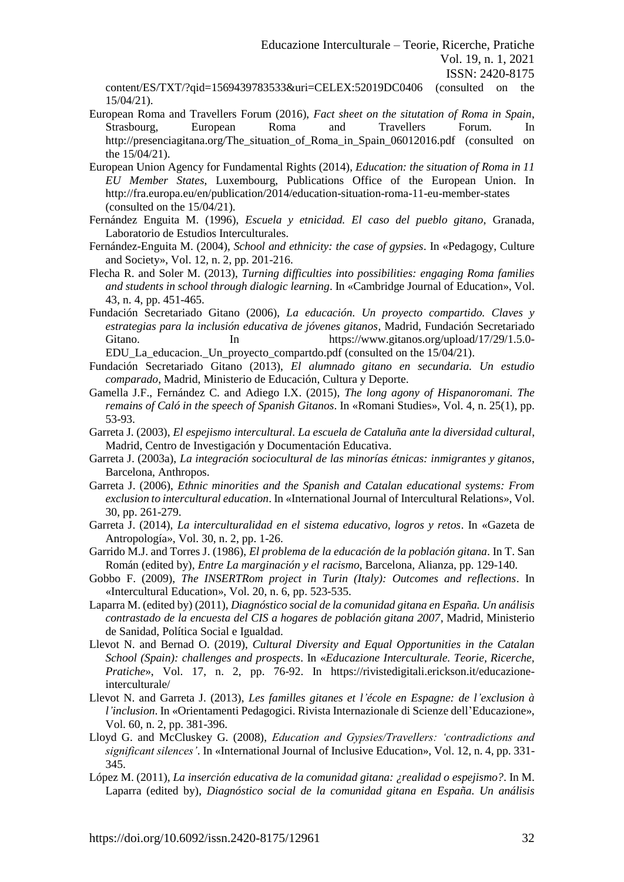content/ES/TXT/?qid=1569439783533&uri=CELEX:52019DC0406 (consulted on the 15/04/21).

European Roma and Travellers Forum (2016), *Fact sheet on the situtation of Roma in Spain*, Strasbourg, European Roma and Travellers Forum. In http://presenciagitana.org/The_situation_of_Roma_in_Spain_06012016.pdf (consulted on the 15/04/21).

European Union Agency for Fundamental Rights (2014), *Education: the situation of Roma in 11 EU Member States*, Luxembourg, Publications Office of the European Union. In http://fra.europa.eu/en/publication/2014/education-situation-roma-11-eu-member-states (consulted on the 15/04/21).

Fernández Enguita M. (1996), *Escuela y etnicidad. El caso del pueblo gitano*, Granada, Laboratorio de Estudios Interculturales.

Fernández-Enguita M. (2004), *School and ethnicity: the case of gypsies*. In «Pedagogy, Culture and Society», Vol. 12, n. 2, pp. 201-216.

Flecha R. and Soler M. (2013), *Turning difficulties into possibilities: engaging Roma families and students in school through dialogic learning*. In «Cambridge Journal of Education», Vol. 43, n. 4, pp. 451-465.

Fundación Secretariado Gitano (2006), *La educación. Un proyecto compartido. Claves y estrategias para la inclusión educativa de jóvenes gitanos*, Madrid, Fundación Secretariado Gitano. In https://www.gitanos.org/upload/17/29/1.5.0-EDU_La_educacion._Un_proyecto_compartdo.pdf (consulted on the 15/04/21).

Fundación Secretariado Gitano (2013), *El alumnado gitano en secundaria. Un estudio comparado*, Madrid, Ministerio de Educación, Cultura y Deporte.

Gamella J.F., Fernández C. and Adiego I.X. (2015), *The long agony of Hispanoromani. The remains of Caló in the speech of Spanish Gitanos*. In «Romani Studies», Vol. 4, n. 25(1), pp. 53-93.

Garreta J. (2003), *El espejismo intercultural. La escuela de Cataluña ante la diversidad cultural*, Madrid, Centro de Investigación y Documentación Educativa.

Garreta J. (2003a), *La integración sociocultural de las minorías étnicas: inmigrantes y gitanos*, Barcelona, Anthropos.

Garreta J. (2006), *Ethnic minorities and the Spanish and Catalan educational systems: From exclusion to intercultural education*. In «International Journal of Intercultural Relations», Vol. 30, pp. 261-279.

Garreta J. (2014), *La interculturalidad en el sistema educativo, logros y retos*. In «Gazeta de Antropología», Vol. 30, n. 2, pp. 1-26.

Garrido M.J. and Torres J. (1986), *El problema de la educación de la población gitana*. In T. San Román (edited by), *Entre La marginación y el racismo*, Barcelona, Alianza, pp. 129-140.

Gobbo F. (2009), *The INSERTRom project in Turin (Italy): Outcomes and reflections*. In «Intercultural Education», Vol. 20, n. 6, pp. 523-535.

Laparra M. (edited by) (2011), *Diagnóstico social de la comunidad gitana en España. Un análisis contrastado de la encuesta del CIS a hogares de población gitana 2007*, Madrid, Ministerio de Sanidad, Política Social e Igualdad.

Llevot N. and Bernad O. (2019), *Cultural Diversity and Equal Opportunities in the Catalan School (Spain): challenges and prospects*. In «*Educazione Interculturale. Teorie, Ricerche, Pratiche*», Vol. 17, n. 2, pp. 76-92. In https://rivistedigitali.erickson.it/educazione-interculturale/

Llevot N. and Garreta J. (2013), *Les familles gitanes et l'école en Espagne: de l'exclusion à l'inclusion*. In «Orientamenti Pedagogici. Rivista Internazionale di Scienze dell'Educazione», Vol. 60, n. 2, pp. 381-396.

Lloyd G. and McCluskey G. (2008), *Education and Gypsies/Travellers: 'contradictions and significant silences'*. In «International Journal of Inclusive Education», Vol. 12, n. 4, pp. 331-345.

López M. (2011), *La inserción educativa de la comunidad gitana: ¿realidad o espejismo?*. In M. Laparra (edited by), *Diagnóstico social de la comunidad gitana en España. Un análisis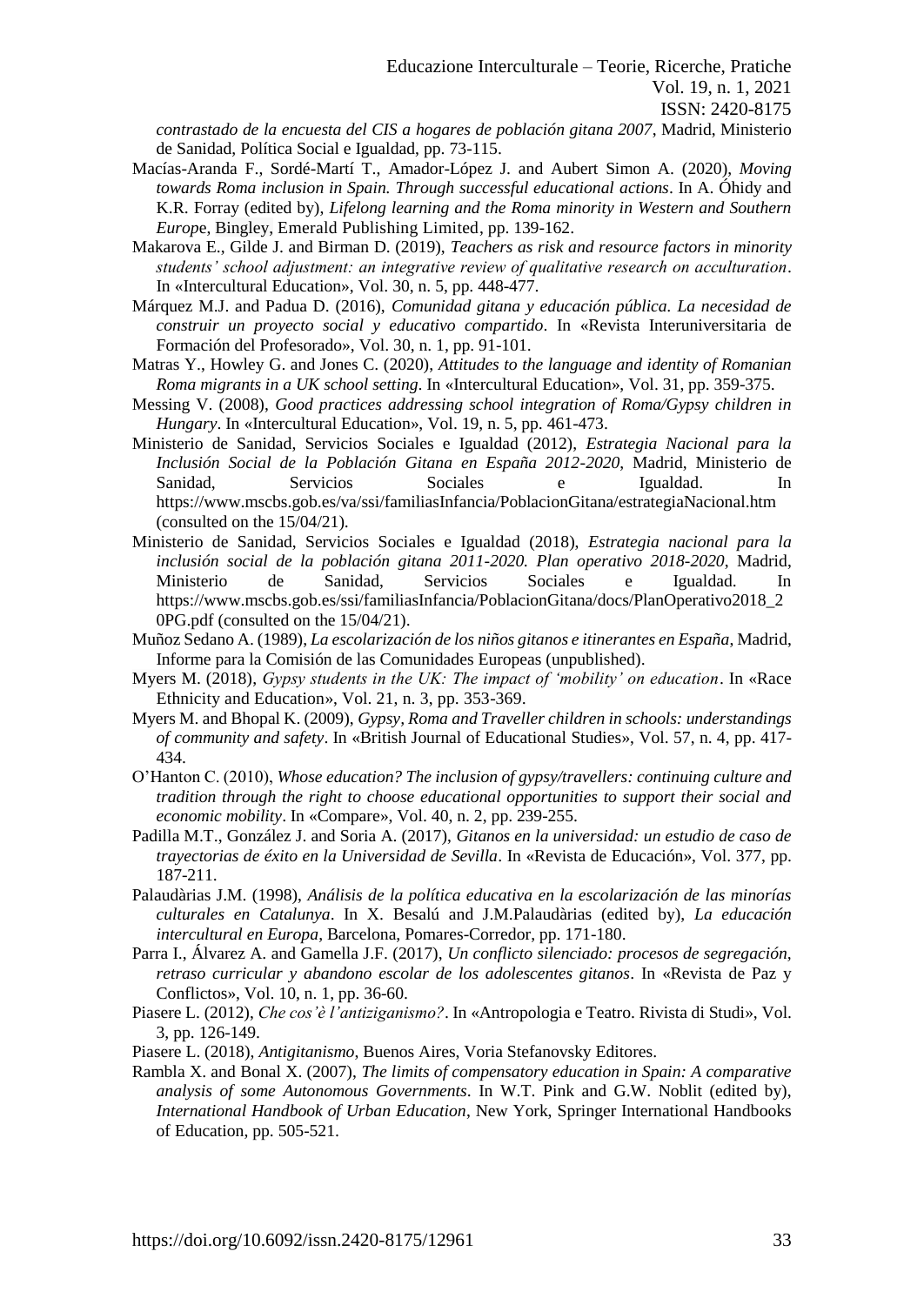*contrastado de la encuesta del CIS a hogares de población gitana 2007*, Madrid, Ministerio de Sanidad, Política Social e Igualdad, pp. 73-115.

Macías-Aranda F., Sordé-Martí T., Amador-López J. and Aubert Simon A. (2020), *Moving towards Roma inclusion in Spain. Through successful educational actions*. In A. Óhidy and K.R. Forray (edited by), *Lifelong learning and the Roma minority in Western and Southern Europe*, Bingley, Emerald Publishing Limited, pp. 139-162.

Makarova E., Gilde J. and Birman D. (2019), *Teachers as risk and resource factors in minority students' school adjustment: an integrative review of qualitative research on acculturation*. In «Intercultural Education», Vol. 30, n. 5, pp. 448-477.

Márquez M.J. and Padua D. (2016), *Comunidad gitana y educación pública. La necesidad de construir un proyecto social y educativo compartido*. In «Revista Interuniversitaria de Formación del Profesorado», Vol. 30, n. 1, pp. 91-101.

Matras Y., Howley G. and Jones C. (2020), *Attitudes to the language and identity of Romanian Roma migrants in a UK school setting*. In «Intercultural Education», Vol. 31, pp. 359-375.

Messing V. (2008), *Good practices addressing school integration of Roma/Gypsy children in Hungary*. In «Intercultural Education», Vol. 19, n. 5, pp. 461-473.

Ministerio de Sanidad, Servicios Sociales e Igualdad (2012), *Estrategia Nacional para la Inclusión Social de la Población Gitana en España 2012-2020*, Madrid, Ministerio de Sanidad, Servicios Sociales e Igualdad. In https://www.mscbs.gob.es/va/ssi/familiasInfancia/PoblacionGitana/estrategiaNacional.htm (consulted on the 15/04/21).

Ministerio de Sanidad, Servicios Sociales e Igualdad (2018), *Estrategia nacional para la inclusión social de la población gitana 2011-2020. Plan operativo 2018-2020*, Madrid, Ministerio de Sanidad, Servicios Sociales e Igualdad. In https://www.mscbs.gob.es/ssi/familiasInfancia/PoblacionGitana/docs/PlanOperativo2018_20PG.pdf (consulted on the 15/04/21).

Muñoz Sedano A. (1989), *La escolarización de los niños gitanos e itinerantes en España*, Madrid, Informe para la Comisión de las Comunidades Europeas (unpublished).

Myers M. (2018), *Gypsy students in the UK: The impact of 'mobility' on education*. In «Race Ethnicity and Education», Vol. 21, n. 3, pp. 353-369.

Myers M. and Bhopal K. (2009), *Gypsy, Roma and Traveller children in schools: understandings of community and safety*. In «British Journal of Educational Studies», Vol. 57, n. 4, pp. 417-434.

O'Hanton C. (2010), *Whose education? The inclusion of gypsy/travellers: continuing culture and tradition through the right to choose educational opportunities to support their social and economic mobility*. In «Compare», Vol. 40, n. 2, pp. 239-255.

Padilla M.T., González J. and Soria A. (2017), *Gitanos en la universidad: un estudio de caso de trayectorias de éxito en la Universidad de Sevilla*. In «Revista de Educación», Vol. 377, pp. 187-211.

Palaudàrias J.M. (1998), *Análisis de la política educativa en la escolarización de las minorías culturales en Catalunya*. In X. Besalú and J.M.Palaudàrias (edited by), *La educación intercultural en Europa*, Barcelona, Pomares-Corredor, pp. 171-180.

Parra I., Álvarez A. and Gamella J.F. (2017), *Un conflicto silenciado: procesos de segregación, retraso curricular y abandono escolar de los adolescentes gitanos*. In «Revista de Paz y Conflictos», Vol. 10, n. 1, pp. 36-60.

Piasere L. (2012), *Che cos'è l'antiziganismo?*. In «Antropologia e Teatro. Rivista di Studi», Vol. 3, pp. 126-149.

Piasere L. (2018), *Antigitanismo*, Buenos Aires, Voria Stefanovsky Editores.

Rambla X. and Bonal X. (2007), *The limits of compensatory education in Spain: A comparative analysis of some Autonomous Governments*. In W.T. Pink and G.W. Noblit (edited by), *International Handbook of Urban Education*, New York, Springer International Handbooks of Education, pp. 505-521.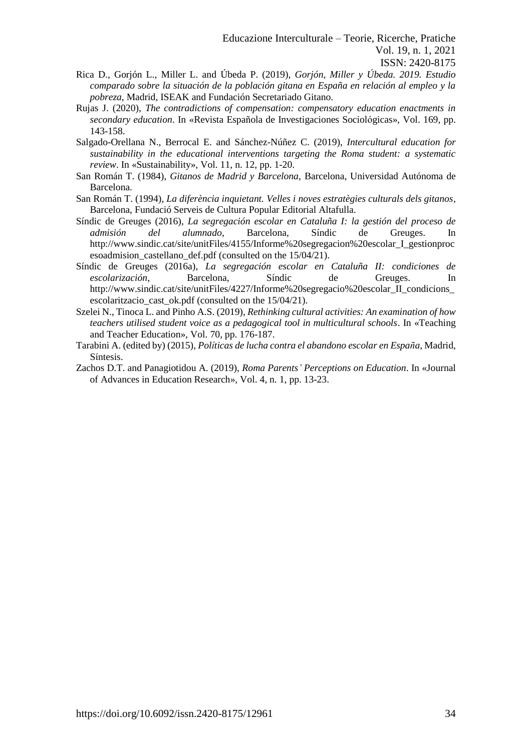Rica D., Gorjón L., Miller L. and Úbeda P. (2019), *Gorjón, Miller y Úbeda. 2019. Estudio comparado sobre la situación de la población gitana en España en relación al empleo y la pobreza*, Madrid, ISEAK and Fundación Secretariado Gitano.

Rujas J. (2020), *The contradictions of compensation: compensatory education enactments in secondary education*. In «Revista Española de Investigaciones Sociológicas», Vol. 169, pp. 143-158.

Salgado-Orellana N., Berrocal E. and Sánchez-Núñez C. (2019), *Intercultural education for sustainability in the educational interventions targeting the Roma student: a systematic review*. In «Sustainability», Vol. 11, n. 12, pp. 1-20.

San Román T. (1984), *Gitanos de Madrid y Barcelona*, Barcelona, Universidad Autónoma de Barcelona.

San Román T. (1994), *La diferència inquietant. Velles i noves estratègies culturals dels gitanos*, Barcelona, Fundació Serveis de Cultura Popular Editorial Altafulla.

Síndic de Greuges (2016), *La segregación escolar en Cataluña I: la gestión del proceso de admisión del alumnado*, Barcelona, Síndic de Greuges. In http://www.sindic.cat/site/unitFiles/4155/Informe%20segregacion%20escolar_I_gestionprocesoadmision_castellano_def.pdf (consulted on the 15/04/21).

Síndic de Greuges (2016a), *La segregación escolar en Cataluña II: condiciones de escolarización*, Barcelona, Síndic de Greuges. In http://www.sindic.cat/site/unitFiles/4227/Informe%20segregacio%20escolar_II_condicions_escolaritzacio_cast_ok.pdf (consulted on the 15/04/21).

Szelei N., Tinoca L. and Pinho A.S. (2019), *Rethinking cultural activities: An examination of how teachers utilised student voice as a pedagogical tool in multicultural schools*. In «Teaching and Teacher Education», Vol. 70, pp. 176-187.

Tarabini A. (edited by) (2015), *Políticas de lucha contra el abandono escolar en España*, Madrid, Síntesis.

Zachos D.T. and Panagiotidou A. (2019), *Roma Parents' Perceptions on Education*. In «Journal of Advances in Education Research», Vol. 4, n. 1, pp. 13-23.